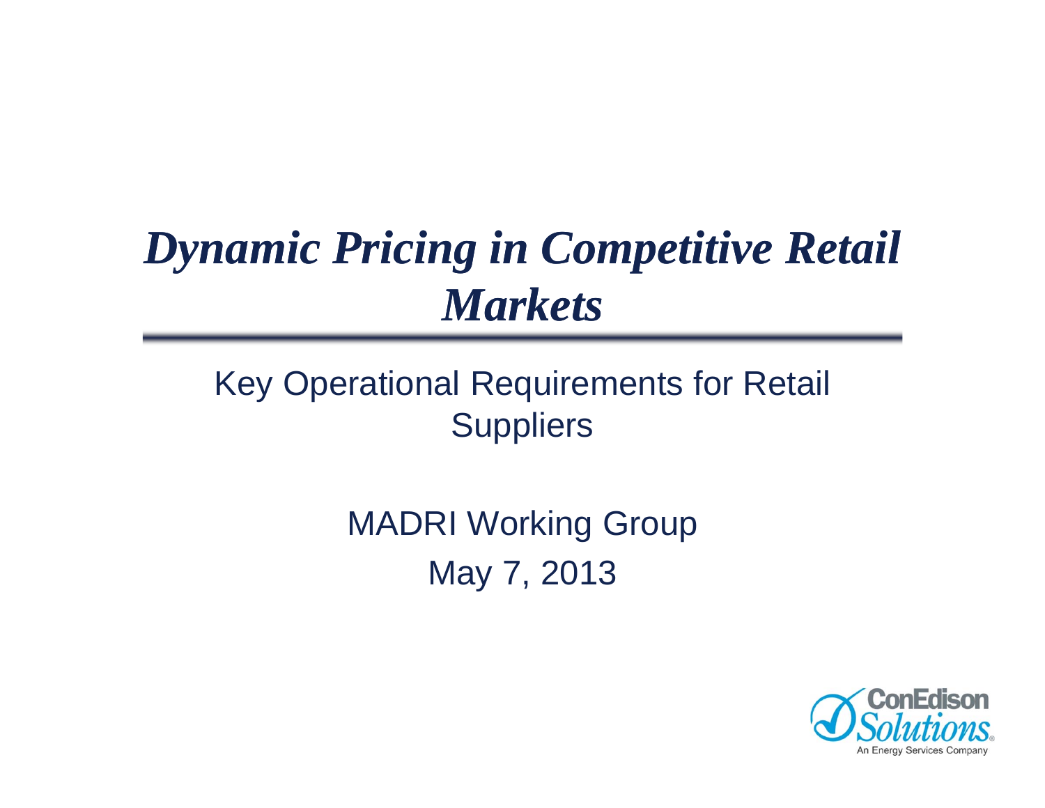# *Dynamic Pricing in Competitive Retail Markets*

Key Operational Requirements for Retail Suppliers

MADRI Working Group

May 7, 2013

ConEdison Solutions

An Energy Services Company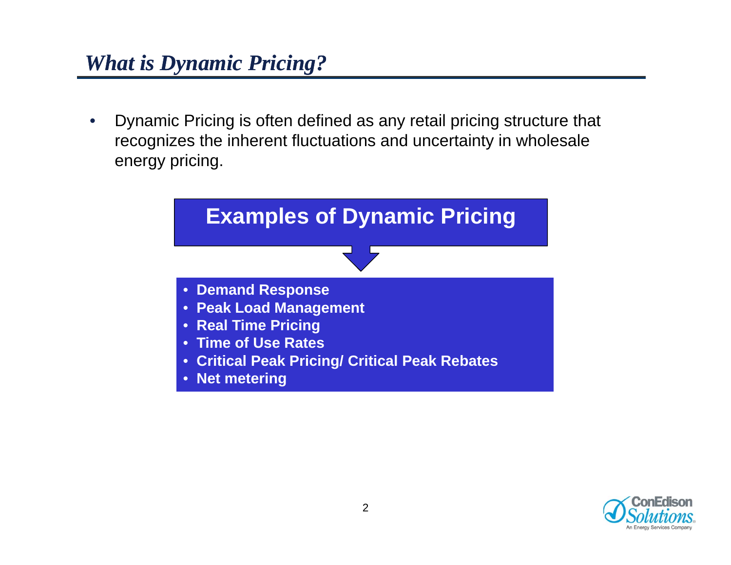# *What is Dynamic Pricing?*

- Dynamic Pricing is often defined as any retail pricing structure that recognizes the inherent fluctuations and uncertainty in wholesale energy pricing.

## Examples of Dynamic Pricing

- **Demand Response**
- **Peak Load Management**
- **Real Time Pricing**
- **Time of Use Rates**
- **Critical Peak Pricing/ Critical Peak Rebates**
- **Net metering**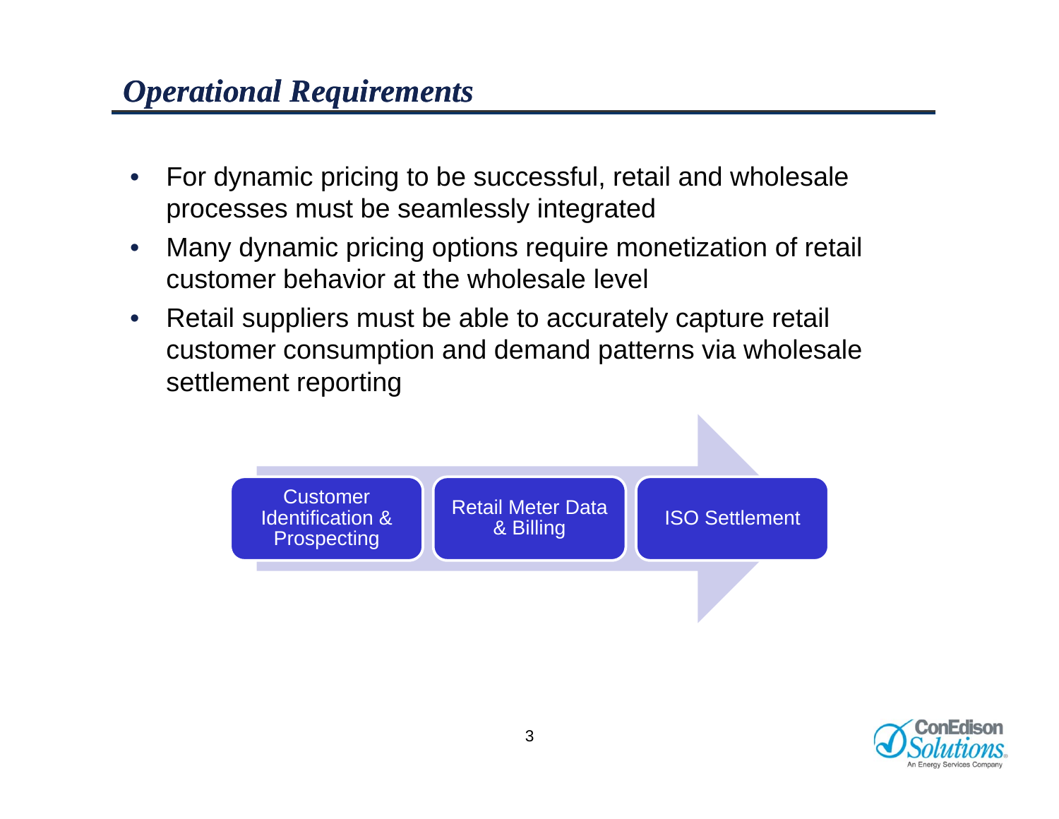# Operational Requirements

- For dynamic pricing to be successful, retail and wholesale processes must be seamlessly integrated
- Many dynamic pricing options require monetization of retail customer behavior at the wholesale level
- Retail suppliers must be able to accurately capture retail customer consumption and demand patterns via wholesale settlement reporting

Customer Identification & Prospecting → Retail Meter Data & Billing → ISO Settlement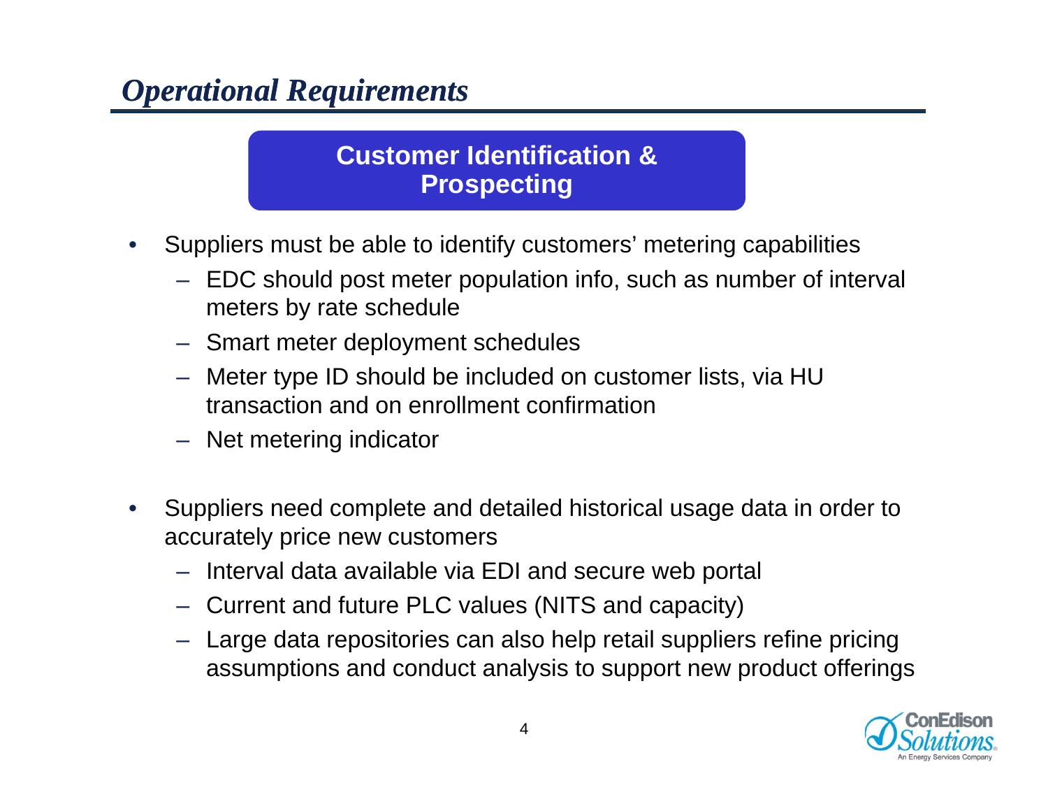# *Operational Requirements*

## Customer Identification & Prospecting

- Suppliers must be able to identify customers' metering capabilities
  - EDC should post meter population info, such as number of interval meters by rate schedule
  - Smart meter deployment schedules
  - Meter type ID should be included on customer lists, via HU transaction and on enrollment confirmation
  - Net metering indicator

- Suppliers need complete and detailed historical usage data in order to accurately price new customers
  - Interval data available via EDI and secure web portal
  - Current and future PLC values (NITS and capacity)
  - Large data repositories can also help retail suppliers refine pricing assumptions and conduct analysis to support new product offerings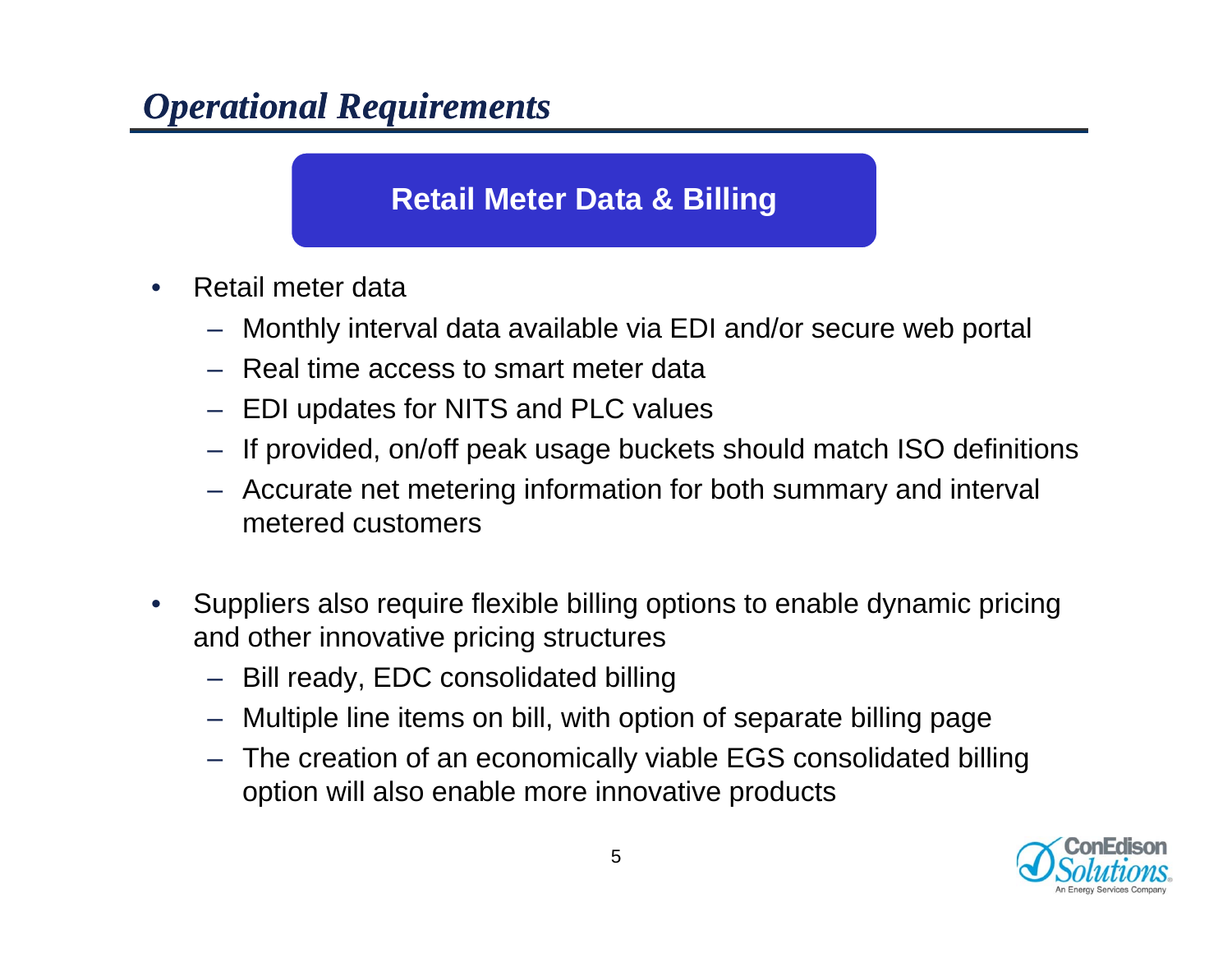# *Operational Requirements*

## Retail Meter Data & Billing

- Retail meter data
  - Monthly interval data available via EDI and/or secure web portal
  - Real time access to smart meter data
  - EDI updates for NITS and PLC values
  - If provided, on/off peak usage buckets should match ISO definitions
  - Accurate net metering information for both summary and interval metered customers

- Suppliers also require flexible billing options to enable dynamic pricing and other innovative pricing structures
  - Bill ready, EDC consolidated billing
  - Multiple line items on bill, with option of separate billing page
  - The creation of an economically viable EGS consolidated billing option will also enable more innovative products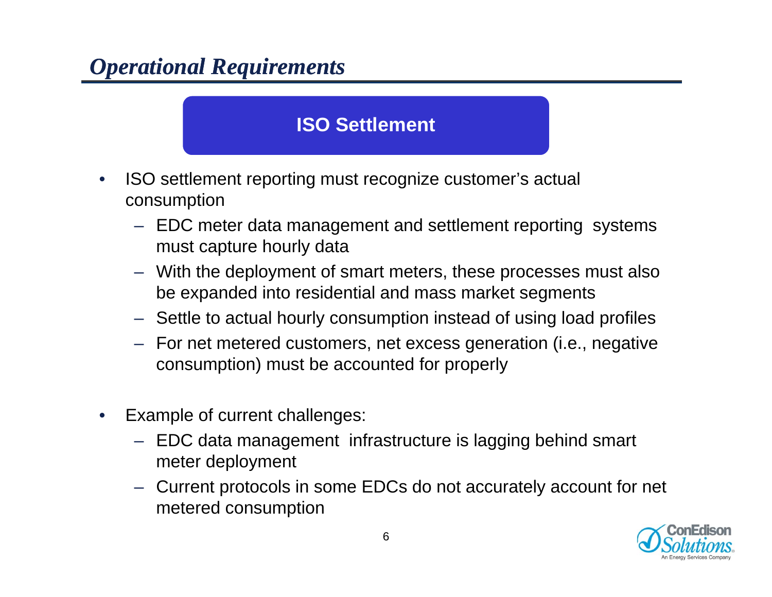# *Operational Requirements*

## ISO Settlement

- ISO settlement reporting must recognize customer's actual consumption
  - EDC meter data management and settlement reporting systems must capture hourly data
  - With the deployment of smart meters, these processes must also be expanded into residential and mass market segments
  - Settle to actual hourly consumption instead of using load profiles
  - For net metered customers, net excess generation (i.e., negative consumption) must be accounted for properly

- Example of current challenges:
  - EDC data management infrastructure is lagging behind smart meter deployment
  - Current protocols in some EDCs do not accurately account for net metered consumption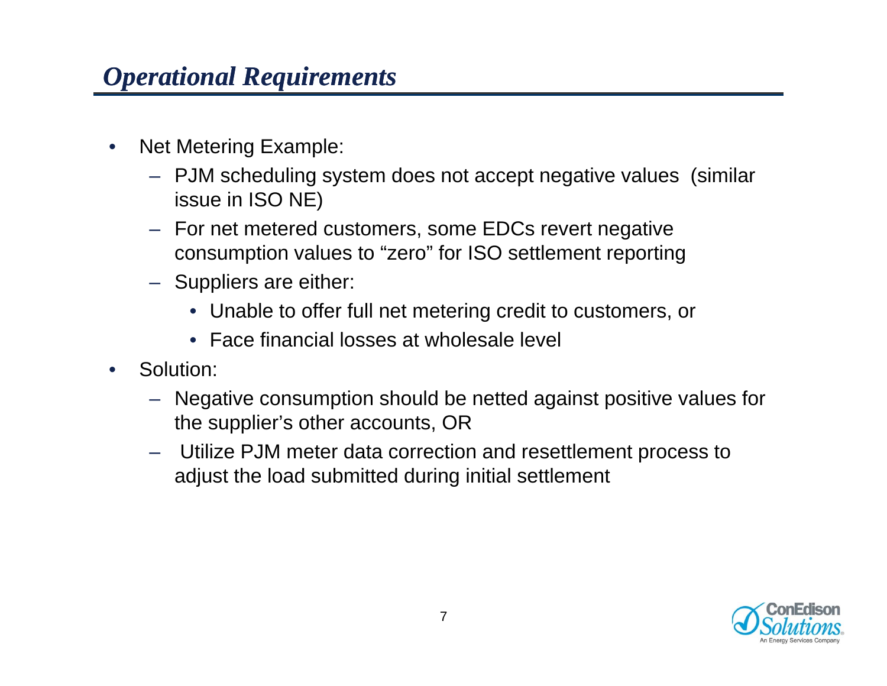# *Operational Requirements*

- Net Metering Example:
  - PJM scheduling system does not accept negative values (similar issue in ISO NE)
  - For net metered customers, some EDCs revert negative consumption values to "zero" for ISO settlement reporting
  - Suppliers are either:
    - Unable to offer full net metering credit to customers, or
    - Face financial losses at wholesale level
- Solution:
  - Negative consumption should be netted against positive values for the supplier's other accounts, OR
  - Utilize PJM meter data correction and resettlement process to adjust the load submitted during initial settlement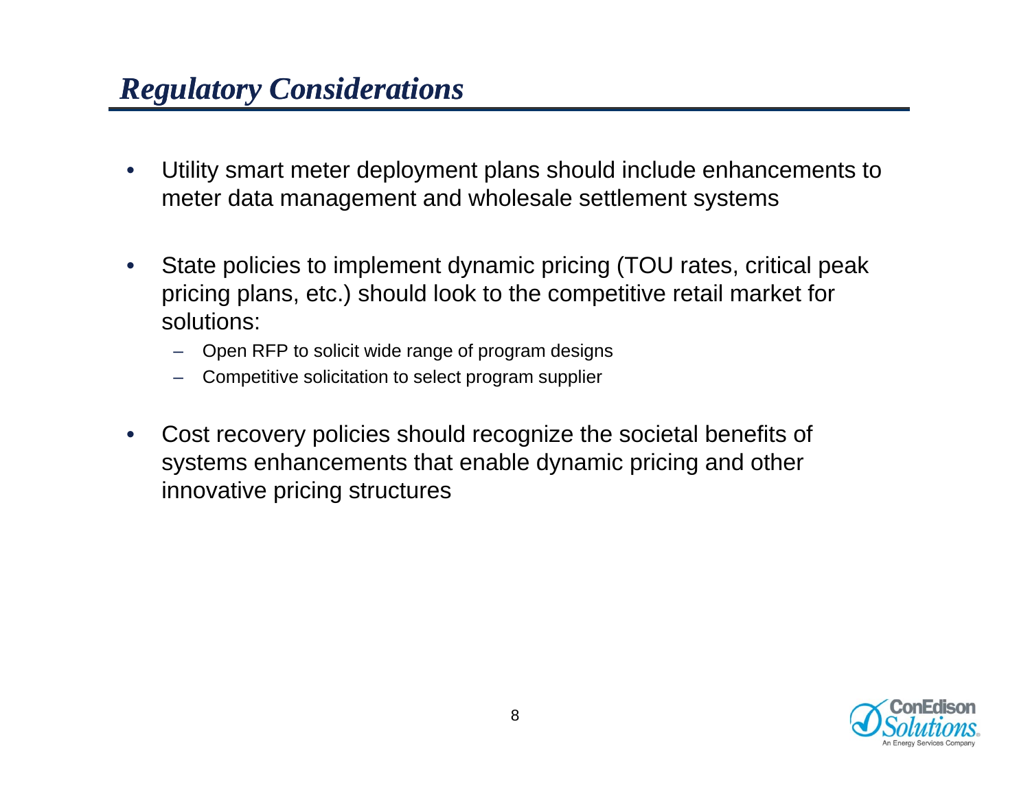# *Regulatory Considerations*

- Utility smart meter deployment plans should include enhancements to meter data management and wholesale settlement systems

- State policies to implement dynamic pricing (TOU rates, critical peak pricing plans, etc.) should look to the competitive retail market for solutions:
  - Open RFP to solicit wide range of program designs
  - Competitive solicitation to select program supplier

- Cost recovery policies should recognize the societal benefits of systems enhancements that enable dynamic pricing and other innovative pricing structures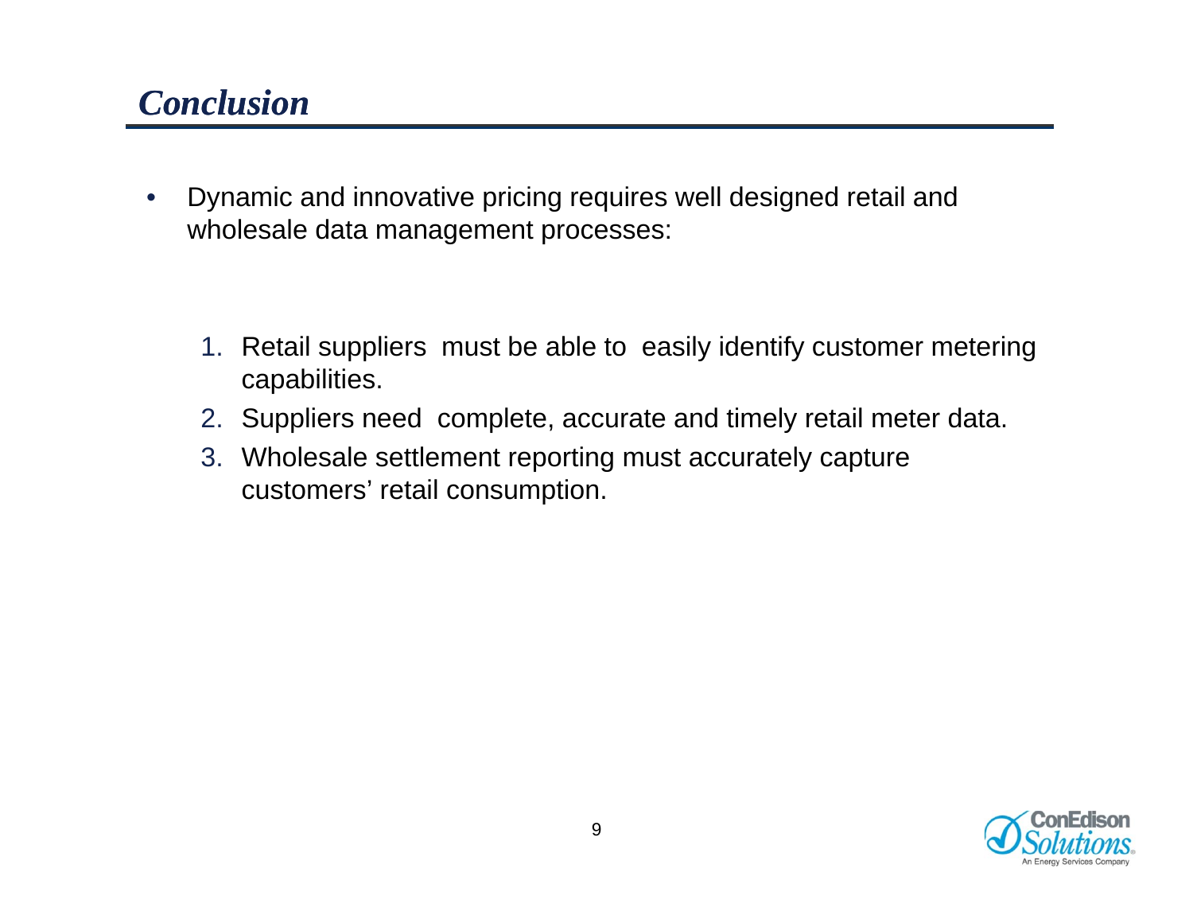## *Conclusion*

- Dynamic and innovative pricing requires well designed retail and wholesale data management processes:

  1. Retail suppliers must be able to easily identify customer metering capabilities.
  2. Suppliers need complete, accurate and timely retail meter data.
  3. Wholesale settlement reporting must accurately capture customers' retail consumption.

ConEdison Solutions
An Energy Services Company